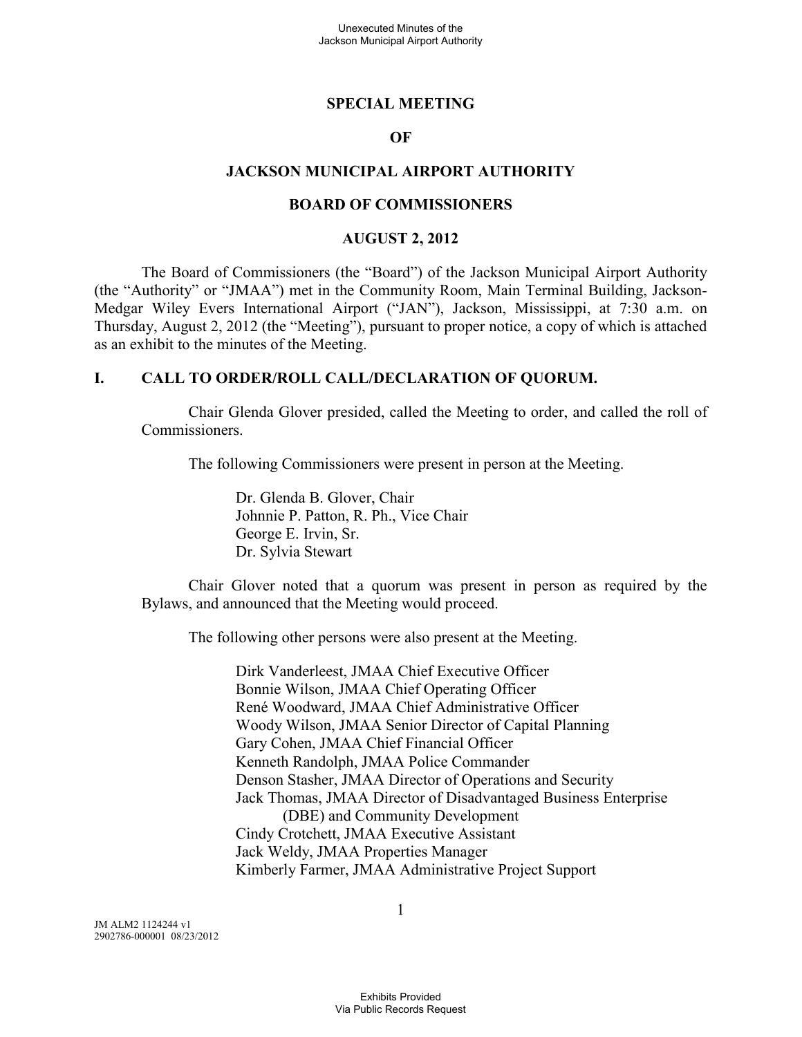# SPECIAL MEETING

# OF

# JACKSON MUNICIPAL AIRPORT AUTHORITY

# BOARD OF COMMISSIONERS

# AUGUST 2, 2012

The Board of Commissioners (the "Board") of the Jackson Municipal Airport Authority (the "Authority" or "JMAA") met in the Community Room, Main Terminal Building, Jackson-Medgar Wiley Evers International Airport ("JAN"), Jackson, Mississippi, at 7:30 a.m. on Thursday, August 2, 2012 (the "Meeting"), pursuant to proper notice, a copy of which is attached as an exhibit to the minutes of the Meeting.

## I. CALL TO ORDER/ROLL CALL/DECLARATION OF QUORUM.

Chair Glenda Glover presided, called the Meeting to order, and called the roll of Commissioners.

The following Commissioners were present in person at the Meeting.

Dr. Glenda B. Glover, Chair
Johnnie P. Patton, R. Ph., Vice Chair
George E. Irvin, Sr.
Dr. Sylvia Stewart

Chair Glover noted that a quorum was present in person as required by the Bylaws, and announced that the Meeting would proceed.

The following other persons were also present at the Meeting.

Dirk Vanderleest, JMAA Chief Executive Officer
Bonnie Wilson, JMAA Chief Operating Officer
René Woodward, JMAA Chief Administrative Officer
Woody Wilson, JMAA Senior Director of Capital Planning
Gary Cohen, JMAA Chief Financial Officer
Kenneth Randolph, JMAA Police Commander
Denson Stasher, JMAA Director of Operations and Security
Jack Thomas, JMAA Director of Disadvantaged Business Enterprise (DBE) and Community Development
Cindy Crotchett, JMAA Executive Assistant
Jack Weldy, JMAA Properties Manager
Kimberly Farmer, JMAA Administrative Project Support

JM ALM2 1124244 v1
2902786-000001 08/23/2012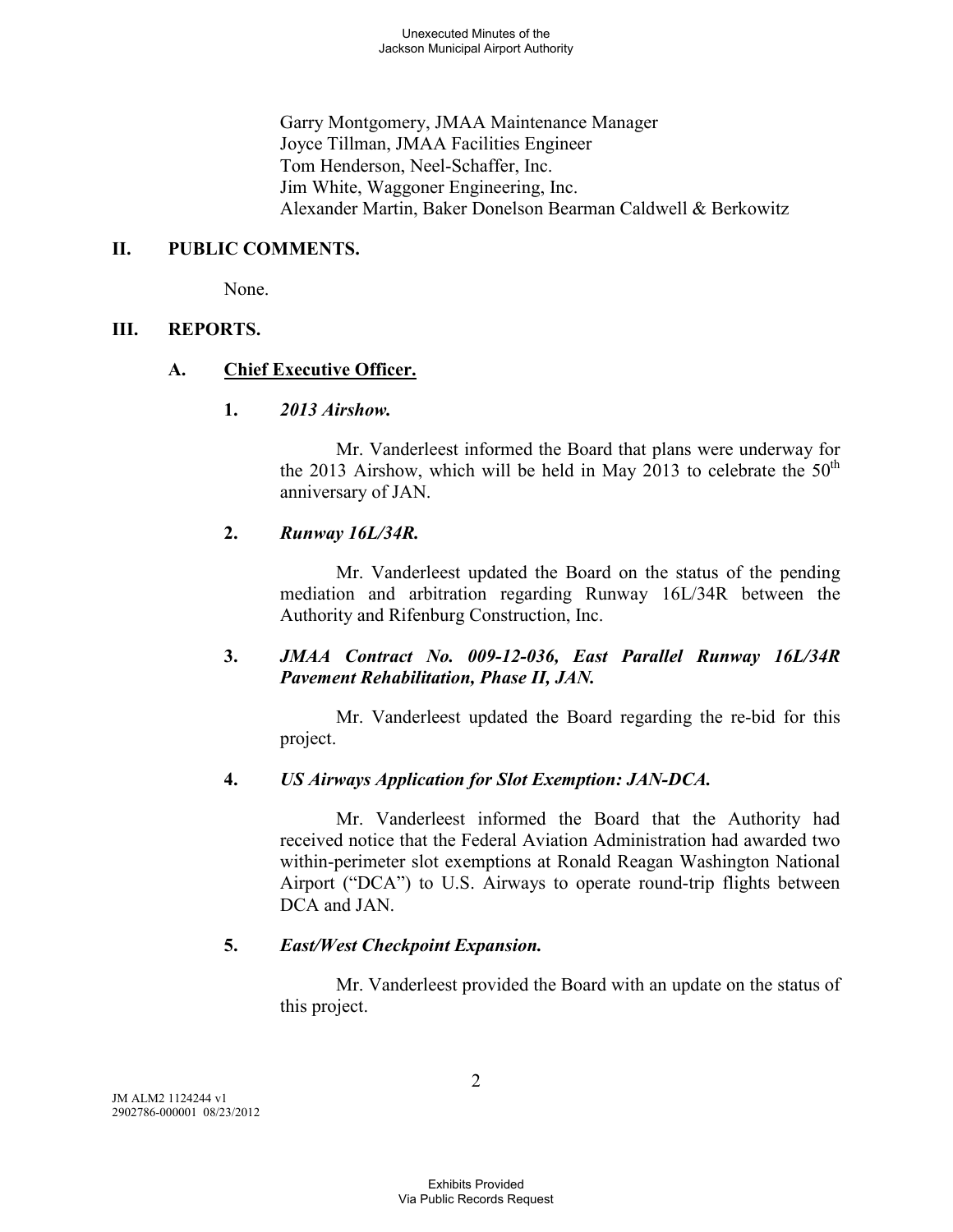Garry Montgomery, JMAA Maintenance Manager
Joyce Tillman, JMAA Facilities Engineer
Tom Henderson, Neel-Schaffer, Inc.
Jim White, Waggoner Engineering, Inc.
Alexander Martin, Baker Donelson Bearman Caldwell & Berkowitz

## II. PUBLIC COMMENTS.

None.

## III. REPORTS.

### A. Chief Executive Officer.

#### 1. *2013 Airshow.*

Mr. Vanderleest informed the Board that plans were underway for the 2013 Airshow, which will be held in May 2013 to celebrate the 50th anniversary of JAN.

#### 2. *Runway 16L/34R.*

Mr. Vanderleest updated the Board on the status of the pending mediation and arbitration regarding Runway 16L/34R between the Authority and Rifenburg Construction, Inc.

#### 3. *JMAA Contract No. 009-12-036, East Parallel Runway 16L/34R Pavement Rehabilitation, Phase II, JAN.*

Mr. Vanderleest updated the Board regarding the re-bid for this project.

#### 4. *US Airways Application for Slot Exemption: JAN-DCA.*

Mr. Vanderleest informed the Board that the Authority had received notice that the Federal Aviation Administration had awarded two within-perimeter slot exemptions at Ronald Reagan Washington National Airport ("DCA") to U.S. Airways to operate round-trip flights between DCA and JAN.

#### 5. *East/West Checkpoint Expansion.*

Mr. Vanderleest provided the Board with an update on the status of this project.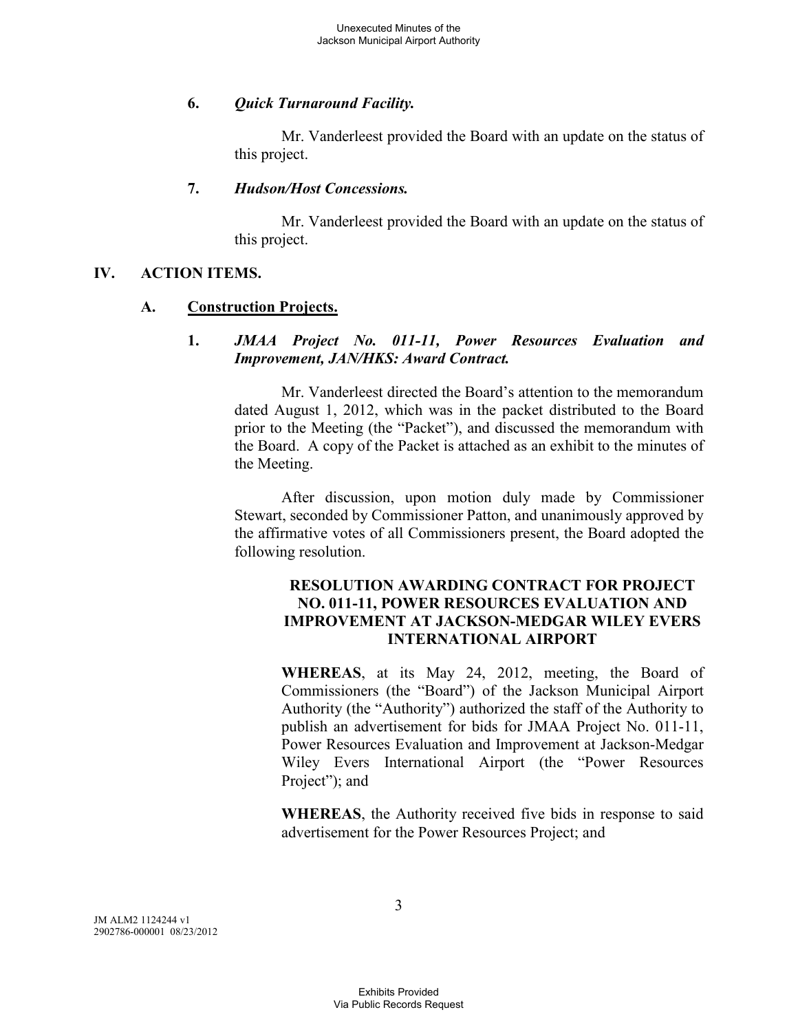**6.** ***Quick Turnaround Facility.***

Mr. Vanderleest provided the Board with an update on the status of this project.

**7.** ***Hudson/Host Concessions.***

Mr. Vanderleest provided the Board with an update on the status of this project.

## IV. ACTION ITEMS.

### A. Construction Projects.

**1.** ***JMAA Project No. 011-11, Power Resources Evaluation and Improvement, JAN/HKS: Award Contract.***

Mr. Vanderleest directed the Board's attention to the memorandum dated August 1, 2012, which was in the packet distributed to the Board prior to the Meeting (the "Packet"), and discussed the memorandum with the Board. A copy of the Packet is attached as an exhibit to the minutes of the Meeting.

After discussion, upon motion duly made by Commissioner Stewart, seconded by Commissioner Patton, and unanimously approved by the affirmative votes of all Commissioners present, the Board adopted the following resolution.

**RESOLUTION AWARDING CONTRACT FOR PROJECT NO. 011-11, POWER RESOURCES EVALUATION AND IMPROVEMENT AT JACKSON-MEDGAR WILEY EVERS INTERNATIONAL AIRPORT**

**WHEREAS**, at its May 24, 2012, meeting, the Board of Commissioners (the "Board") of the Jackson Municipal Airport Authority (the "Authority") authorized the staff of the Authority to publish an advertisement for bids for JMAA Project No. 011-11, Power Resources Evaluation and Improvement at Jackson-Medgar Wiley Evers International Airport (the "Power Resources Project"); and

**WHEREAS**, the Authority received five bids in response to said advertisement for the Power Resources Project; and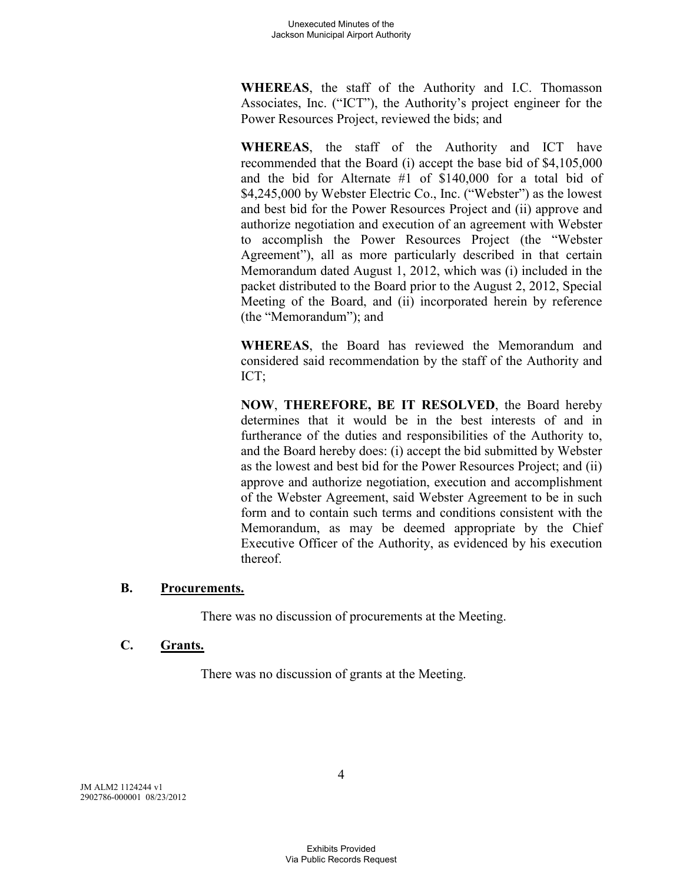**WHEREAS**, the staff of the Authority and I.C. Thomasson Associates, Inc. ("ICT"), the Authority's project engineer for the Power Resources Project, reviewed the bids; and

**WHEREAS**, the staff of the Authority and ICT have recommended that the Board (i) accept the base bid of $4,105,000 and the bid for Alternate #1 of $140,000 for a total bid of $4,245,000 by Webster Electric Co., Inc. ("Webster") as the lowest and best bid for the Power Resources Project and (ii) approve and authorize negotiation and execution of an agreement with Webster to accomplish the Power Resources Project (the "Webster Agreement"), all as more particularly described in that certain Memorandum dated August 1, 2012, which was (i) included in the packet distributed to the Board prior to the August 2, 2012, Special Meeting of the Board, and (ii) incorporated herein by reference (the "Memorandum"); and

**WHEREAS**, the Board has reviewed the Memorandum and considered said recommendation by the staff of the Authority and ICT;

**NOW**, **THEREFORE, BE IT RESOLVED**, the Board hereby determines that it would be in the best interests of and in furtherance of the duties and responsibilities of the Authority to, and the Board hereby does: (i) accept the bid submitted by Webster as the lowest and best bid for the Power Resources Project; and (ii) approve and authorize negotiation, execution and accomplishment of the Webster Agreement, said Webster Agreement to be in such form and to contain such terms and conditions consistent with the Memorandum, as may be deemed appropriate by the Chief Executive Officer of the Authority, as evidenced by his execution thereof.

### B. Procurements.

There was no discussion of procurements at the Meeting.

### C. Grants.

There was no discussion of grants at the Meeting.

JM ALM2 1124244 v1
2902786-000001 08/23/2012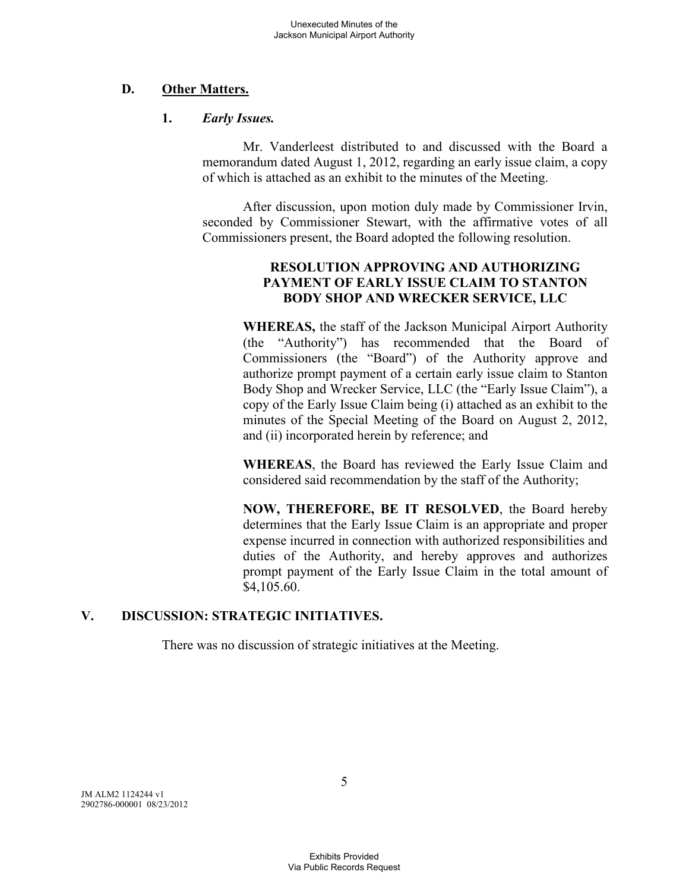## D. Other Matters.

### 1. *Early Issues.*

Mr. Vanderleest distributed to and discussed with the Board a memorandum dated August 1, 2012, regarding an early issue claim, a copy of which is attached as an exhibit to the minutes of the Meeting.

After discussion, upon motion duly made by Commissioner Irvin, seconded by Commissioner Stewart, with the affirmative votes of all Commissioners present, the Board adopted the following resolution.

**RESOLUTION APPROVING AND AUTHORIZING PAYMENT OF EARLY ISSUE CLAIM TO STANTON BODY SHOP AND WRECKER SERVICE, LLC**

**WHEREAS,** the staff of the Jackson Municipal Airport Authority (the "Authority") has recommended that the Board of Commissioners (the "Board") of the Authority approve and authorize prompt payment of a certain early issue claim to Stanton Body Shop and Wrecker Service, LLC (the "Early Issue Claim"), a copy of the Early Issue Claim being (i) attached as an exhibit to the minutes of the Special Meeting of the Board on August 2, 2012, and (ii) incorporated herein by reference; and

**WHEREAS**, the Board has reviewed the Early Issue Claim and considered said recommendation by the staff of the Authority;

**NOW, THEREFORE, BE IT RESOLVED**, the Board hereby determines that the Early Issue Claim is an appropriate and proper expense incurred in connection with authorized responsibilities and duties of the Authority, and hereby approves and authorizes prompt payment of the Early Issue Claim in the total amount of $4,105.60.

## V. DISCUSSION: STRATEGIC INITIATIVES.

There was no discussion of strategic initiatives at the Meeting.

JM ALM2 1124244 v1
2902786-000001 08/23/2012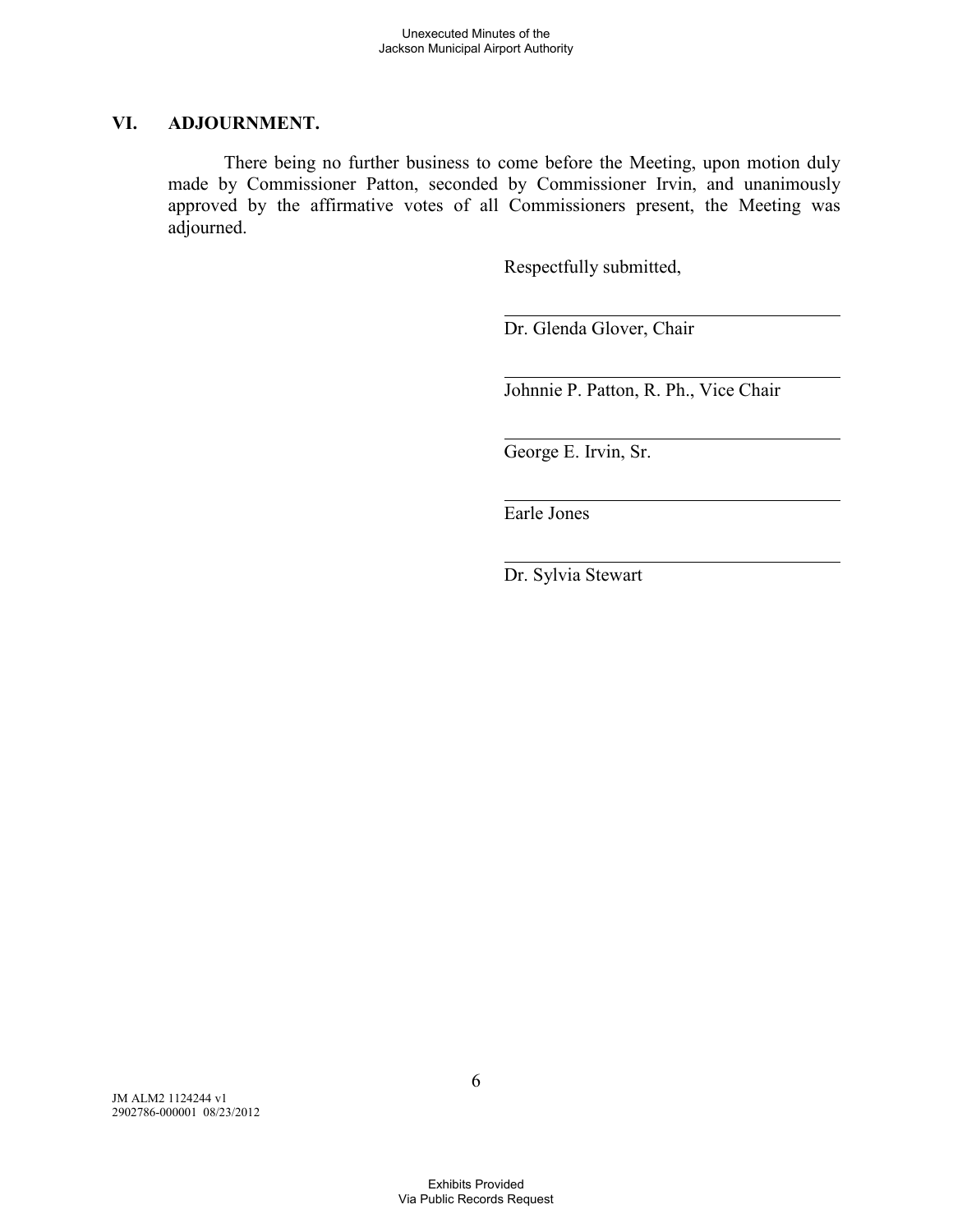## VI. ADJOURNMENT.

There being no further business to come before the Meeting, upon motion duly made by Commissioner Patton, seconded by Commissioner Irvin, and unanimously approved by the affirmative votes of all Commissioners present, the Meeting was adjourned.

Respectfully submitted,

\_\_\_\_\_\_\_\_\_\_\_\_\_\_\_\_\_\_\_\_\_\_\_\_\_\_\_\_\_\_\_\_\_\_
Dr. Glenda Glover, Chair

\_\_\_\_\_\_\_\_\_\_\_\_\_\_\_\_\_\_\_\_\_\_\_\_\_\_\_\_\_\_\_\_\_\_
Johnnie P. Patton, R. Ph., Vice Chair

\_\_\_\_\_\_\_\_\_\_\_\_\_\_\_\_\_\_\_\_\_\_\_\_\_\_\_\_\_\_\_\_\_\_
George E. Irvin, Sr.

\_\_\_\_\_\_\_\_\_\_\_\_\_\_\_\_\_\_\_\_\_\_\_\_\_\_\_\_\_\_\_\_\_\_
Earle Jones

\_\_\_\_\_\_\_\_\_\_\_\_\_\_\_\_\_\_\_\_\_\_\_\_\_\_\_\_\_\_\_\_\_\_
Dr. Sylvia Stewart

JM ALM2 1124244 v1
2902786-000001 08/23/2012